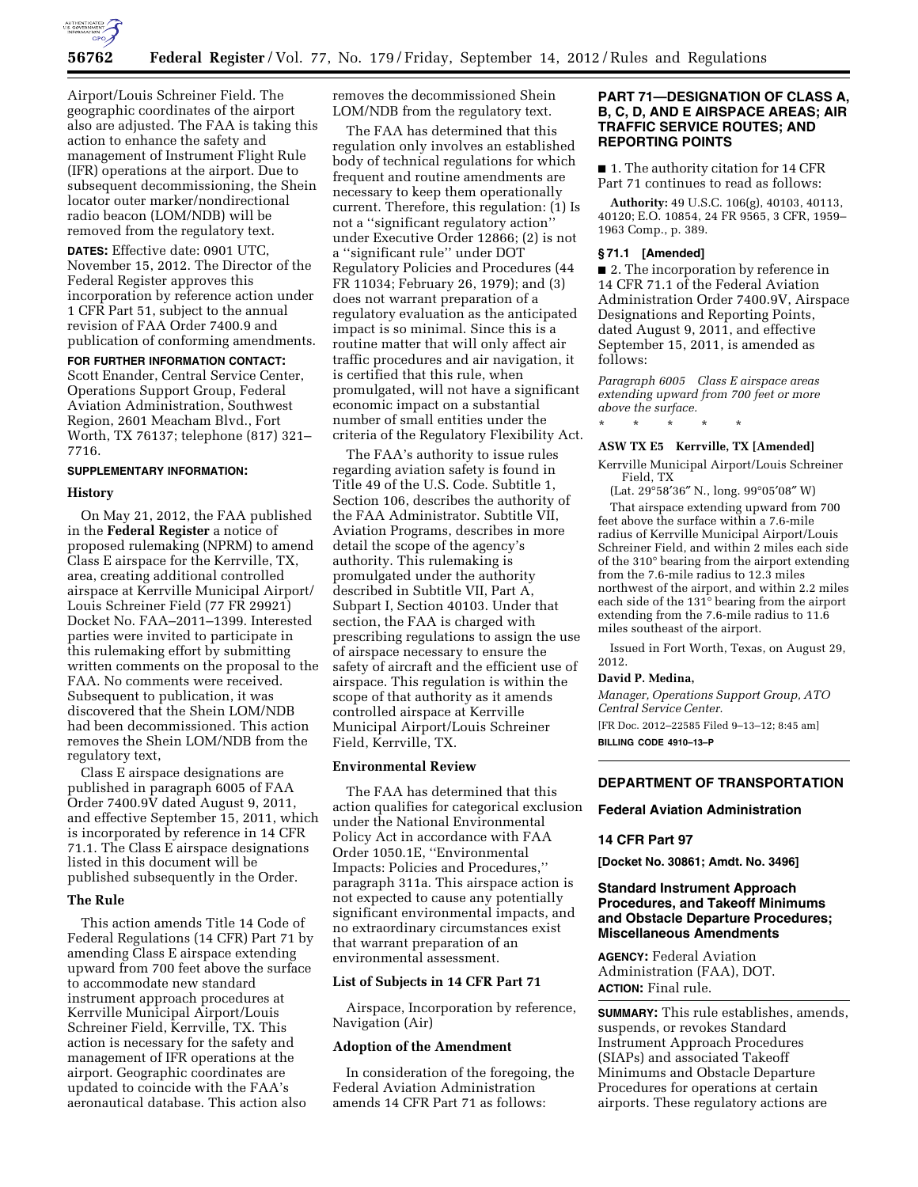Airport/Louis Schreiner Field. The geographic coordinates of the airport also are adjusted. The FAA is taking this action to enhance the safety and management of Instrument Flight Rule (IFR) operations at the airport. Due to subsequent decommissioning, the Shein locator outer marker/nondirectional radio beacon (LOM/NDB) will be removed from the regulatory text.

**DATES:** Effective date: 0901 UTC, November 15, 2012. The Director of the Federal Register approves this incorporation by reference action under 1 CFR Part 51, subject to the annual revision of FAA Order 7400.9 and publication of conforming amendments.

**FOR FURTHER INFORMATION CONTACT:** Scott Enander, Central Service Center, Operations Support Group, Federal Aviation Administration, Southwest Region, 2601 Meacham Blvd., Fort Worth, TX 76137; telephone (817) 321–7716.

**SUPPLEMENTARY INFORMATION:**

### History

On May 21, 2012, the FAA published in the **Federal Register** a notice of proposed rulemaking (NPRM) to amend Class E airspace for the Kerrville, TX, area, creating additional controlled airspace at Kerrville Municipal Airport/Louis Schreiner Field (77 FR 29921) Docket No. FAA–2011–1399. Interested parties were invited to participate in this rulemaking effort by submitting written comments on the proposal to the FAA. No comments were received. Subsequent to publication, it was discovered that the Shein LOM/NDB had been decommissioned. This action removes the Shein LOM/NDB from the regulatory text,

Class E airspace designations are published in paragraph 6005 of FAA Order 7400.9V dated August 9, 2011, and effective September 15, 2011, which is incorporated by reference in 14 CFR 71.1. The Class E airspace designations listed in this document will be published subsequently in the Order.

### The Rule

This action amends Title 14 Code of Federal Regulations (14 CFR) Part 71 by amending Class E airspace extending upward from 700 feet above the surface to accommodate new standard instrument approach procedures at Kerrville Municipal Airport/Louis Schreiner Field, Kerrville, TX. This action is necessary for the safety and management of IFR operations at the airport. Geographic coordinates are updated to coincide with the FAA's aeronautical database. This action also removes the decommissioned Shein LOM/NDB from the regulatory text.

The FAA has determined that this regulation only involves an established body of technical regulations for which frequent and routine amendments are necessary to keep them operationally current. Therefore, this regulation: (1) Is not a ''significant regulatory action'' under Executive Order 12866; (2) is not a ''significant rule'' under DOT Regulatory Policies and Procedures (44 FR 11034; February 26, 1979); and (3) does not warrant preparation of a regulatory evaluation as the anticipated impact is so minimal. Since this is a routine matter that will only affect air traffic procedures and air navigation, it is certified that this rule, when promulgated, will not have a significant economic impact on a substantial number of small entities under the criteria of the Regulatory Flexibility Act.

The FAA's authority to issue rules regarding aviation safety is found in Title 49 of the U.S. Code. Subtitle 1, Section 106, describes the authority of the FAA Administrator. Subtitle VII, Aviation Programs, describes in more detail the scope of the agency's authority. This rulemaking is promulgated under the authority described in Subtitle VII, Part A, Subpart I, Section 40103. Under that section, the FAA is charged with prescribing regulations to assign the use of airspace necessary to ensure the safety of aircraft and the efficient use of airspace. This regulation is within the scope of that authority as it amends controlled airspace at Kerrville Municipal Airport/Louis Schreiner Field, Kerrville, TX.

### Environmental Review

The FAA has determined that this action qualifies for categorical exclusion under the National Environmental Policy Act in accordance with FAA Order 1050.1E, ''Environmental Impacts: Policies and Procedures,'' paragraph 311a. This airspace action is not expected to cause any potentially significant environmental impacts, and no extraordinary circumstances exist that warrant preparation of an environmental assessment.

### List of Subjects in 14 CFR Part 71

Airspace, Incorporation by reference, Navigation (Air)

### Adoption of the Amendment

In consideration of the foregoing, the Federal Aviation Administration amends 14 CFR Part 71 as follows:

## PART 71—DESIGNATION OF CLASS A, B, C, D, AND E AIRSPACE AREAS; AIR TRAFFIC SERVICE ROUTES; AND REPORTING POINTS

■ 1. The authority citation for 14 CFR Part 71 continues to read as follows:

**Authority:** 49 U.S.C. 106(g), 40103, 40113, 40120; E.O. 10854, 24 FR 9565, 3 CFR, 1959–1963 Comp., p. 389.

### § 71.1 [Amended]

■ 2. The incorporation by reference in 14 CFR 71.1 of the Federal Aviation Administration Order 7400.9V, Airspace Designations and Reporting Points, dated August 9, 2011, and effective September 15, 2011, is amended as follows:

*Paragraph 6005 Class E airspace areas extending upward from 700 feet or more above the surface.*

\* \* \* \* \*

**ASW TX E5 Kerrville, TX [Amended]**

Kerrville Municipal Airport/Louis Schreiner Field, TX

(Lat. 29°58′36″ N., long. 99°05′08″ W)

That airspace extending upward from 700 feet above the surface within a 7.6-mile radius of Kerrville Municipal Airport/Louis Schreiner Field, and within 2 miles each side of the 310° bearing from the airport extending from the 7.6-mile radius to 12.3 miles northwest of the airport, and within 2.2 miles each side of the 131° bearing from the airport extending from the 7.6-mile radius to 11.6 miles southeast of the airport.

Issued in Fort Worth, Texas, on August 29, 2012.

**David P. Medina,**

*Manager, Operations Support Group, ATO Central Service Center.*

[FR Doc. 2012–22585 Filed 9–13–12; 8:45 am]

**BILLING CODE 4910–13–P**

---

## DEPARTMENT OF TRANSPORTATION

### Federal Aviation Administration

### 14 CFR Part 97

**[Docket No. 30861; Amdt. No. 3496]**

### Standard Instrument Approach Procedures, and Takeoff Minimums and Obstacle Departure Procedures; Miscellaneous Amendments

**AGENCY:** Federal Aviation Administration (FAA), DOT.

**ACTION:** Final rule.

**SUMMARY:** This rule establishes, amends, suspends, or revokes Standard Instrument Approach Procedures (SIAPs) and associated Takeoff Minimums and Obstacle Departure Procedures for operations at certain airports. These regulatory actions are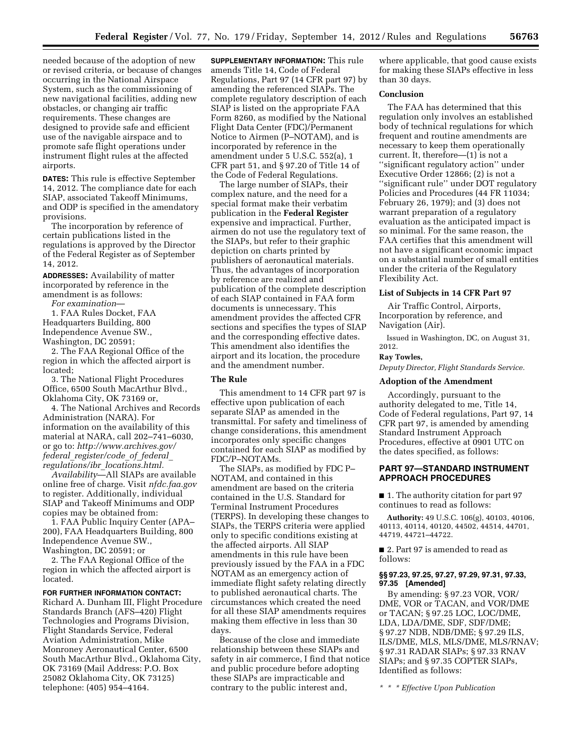needed because of the adoption of new or revised criteria, or because of changes occurring in the National Airspace System, such as the commissioning of new navigational facilities, adding new obstacles, or changing air traffic requirements. These changes are designed to provide safe and efficient use of the navigable airspace and to promote safe flight operations under instrument flight rules at the affected airports.

**DATES:** This rule is effective September 14, 2012. The compliance date for each SIAP, associated Takeoff Minimums, and ODP is specified in the amendatory provisions.

The incorporation by reference of certain publications listed in the regulations is approved by the Director of the Federal Register as of September 14, 2012.

**ADDRESSES:** Availability of matter incorporated by reference in the amendment is as follows:

*For examination*—

1. FAA Rules Docket, FAA Headquarters Building, 800 Independence Avenue SW., Washington, DC 20591;

2. The FAA Regional Office of the region in which the affected airport is located;

3. The National Flight Procedures Office, 6500 South MacArthur Blvd., Oklahoma City, OK 73169 or,

4. The National Archives and Records Administration (NARA). For information on the availability of this material at NARA, call 202–741–6030, or go to: *http://www.archives.gov/federal_register/code_of_federal_regulations/ibr_locations.html.*

*Availability*—All SIAPs are available online free of charge. Visit *nfdc.faa.gov* to register. Additionally, individual SIAP and Takeoff Minimums and ODP copies may be obtained from:

1. FAA Public Inquiry Center (APA–200), FAA Headquarters Building, 800 Independence Avenue SW., Washington, DC 20591; or

2. The FAA Regional Office of the region in which the affected airport is located.

**FOR FURTHER INFORMATION CONTACT:** Richard A. Dunham III, Flight Procedure Standards Branch (AFS–420) Flight Technologies and Programs Division, Flight Standards Service, Federal Aviation Administration, Mike Monroney Aeronautical Center, 6500 South MacArthur Blvd., Oklahoma City, OK 73169 (Mail Address: P.O. Box 25082 Oklahoma City, OK 73125) telephone: (405) 954–4164.

**SUPPLEMENTARY INFORMATION:** This rule amends Title 14, Code of Federal Regulations, Part 97 (14 CFR part 97) by amending the referenced SIAPs. The complete regulatory description of each SIAP is listed on the appropriate FAA Form 8260, as modified by the National Flight Data Center (FDC)/Permanent Notice to Airmen (P–NOTAM), and is incorporated by reference in the amendment under 5 U.S.C. 552(a), 1 CFR part 51, and § 97.20 of Title 14 of the Code of Federal Regulations.

The large number of SIAPs, their complex nature, and the need for a special format make their verbatim publication in the **Federal Register** expensive and impractical. Further, airmen do not use the regulatory text of the SIAPs, but refer to their graphic depiction on charts printed by publishers of aeronautical materials. Thus, the advantages of incorporation by reference are realized and publication of the complete description of each SIAP contained in FAA form documents is unnecessary. This amendment provides the affected CFR sections and specifies the types of SIAP and the corresponding effective dates. This amendment also identifies the airport and its location, the procedure and the amendment number.

## The Rule

This amendment to 14 CFR part 97 is effective upon publication of each separate SIAP as amended in the transmittal. For safety and timeliness of change considerations, this amendment incorporates only specific changes contained for each SIAP as modified by FDC/P–NOTAMs.

The SIAPs, as modified by FDC P–NOTAM, and contained in this amendment are based on the criteria contained in the U.S. Standard for Terminal Instrument Procedures (TERPS). In developing these changes to SIAPs, the TERPS criteria were applied only to specific conditions existing at the affected airports. All SIAP amendments in this rule have been previously issued by the FAA in a FDC NOTAM as an emergency action of immediate flight safety relating directly to published aeronautical charts. The circumstances which created the need for all these SIAP amendments requires making them effective in less than 30 days.

Because of the close and immediate relationship between these SIAPs and safety in air commerce, I find that notice and public procedure before adopting these SIAPs are impracticable and contrary to the public interest and, where applicable, that good cause exists for making these SIAPs effective in less than 30 days.

## Conclusion

The FAA has determined that this regulation only involves an established body of technical regulations for which frequent and routine amendments are necessary to keep them operationally current. It, therefore—(1) is not a ''significant regulatory action'' under Executive Order 12866; (2) is not a ''significant rule'' under DOT regulatory Policies and Procedures (44 FR 11034; February 26, 1979); and (3) does not warrant preparation of a regulatory evaluation as the anticipated impact is so minimal. For the same reason, the FAA certifies that this amendment will not have a significant economic impact on a substantial number of small entities under the criteria of the Regulatory Flexibility Act.

## List of Subjects in 14 CFR Part 97

Air Traffic Control, Airports, Incorporation by reference, and Navigation (Air).

Issued in Washington, DC, on August 31, 2012.

**Ray Towles,**

*Deputy Director, Flight Standards Service.*

## Adoption of the Amendment

Accordingly, pursuant to the authority delegated to me, Title 14, Code of Federal regulations, Part 97, 14 CFR part 97, is amended by amending Standard Instrument Approach Procedures, effective at 0901 UTC on the dates specified, as follows:

## PART 97—STANDARD INSTRUMENT APPROACH PROCEDURES

■ 1. The authority citation for part 97 continues to read as follows:

**Authority:** 49 U.S.C. 106(g), 40103, 40106, 40113, 40114, 40120, 44502, 44514, 44701, 44719, 44721–44722.

■ 2. Part 97 is amended to read as follows:

#### §§ 97.23, 97.25, 97.27, 97.29, 97.31, 97.33, 97.35 [Amended]

By amending: § 97.23 VOR, VOR/DME, VOR or TACAN, and VOR/DME or TACAN; § 97.25 LOC, LOC/DME, LDA, LDA/DME, SDF, SDF/DME; § 97.27 NDB, NDB/DME; § 97.29 ILS, ILS/DME, MLS, MLS/DME, MLS/RNAV; § 97.31 RADAR SIAPs; § 97.33 RNAV SIAPs; and § 97.35 COPTER SIAPs, Identified as follows:

*\* \* \* Effective Upon Publication*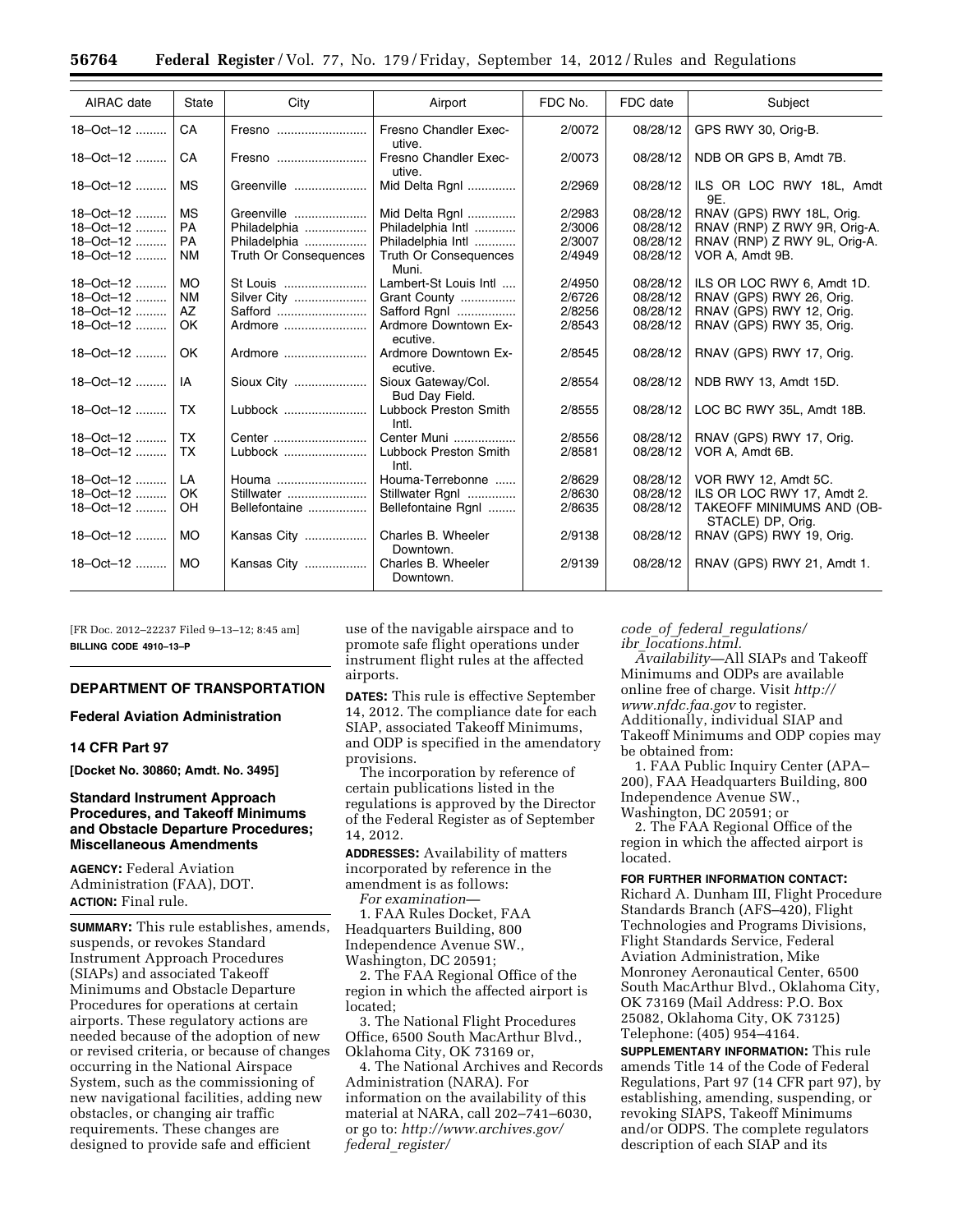| AIRAC date | State | City | Airport | FDC No. | FDC date | Subject |
| --- | --- | --- | --- | --- | --- | --- |
| 18–Oct–12 | CA | Fresno | Fresno Chandler Executive. | 2/0072 | 08/28/12 | GPS RWY 30, Orig-B. |
| 18–Oct–12 | CA | Fresno | Fresno Chandler Executive. | 2/0073 | 08/28/12 | NDB OR GPS B, Amdt 7B. |
| 18–Oct–12 | MS | Greenville | Mid Delta Rgnl | 2/2969 | 08/28/12 | ILS OR LOC RWY 18L, Amdt 9E. |
| 18–Oct–12 | MS | Greenville | Mid Delta Rgnl | 2/2983 | 08/28/12 | RNAV (GPS) RWY 18L, Orig. |
| 18–Oct–12 | PA | Philadelphia | Philadelphia Intl | 2/3006 | 08/28/12 | RNAV (RNP) Z RWY 9R, Orig-A. |
| 18–Oct–12 | PA | Philadelphia | Philadelphia Intl | 2/3007 | 08/28/12 | RNAV (RNP) Z RWY 9L, Orig-A. |
| 18–Oct–12 | NM | Truth Or Consequences | Truth Or Consequences Muni. | 2/4949 | 08/28/12 | VOR A, Amdt 9B. |
| 18–Oct–12 | MO | St Louis | Lambert-St Louis Intl | 2/4950 | 08/28/12 | ILS OR LOC RWY 6, Amdt 1D. |
| 18–Oct–12 | NM | Silver City | Grant County | 2/6726 | 08/28/12 | RNAV (GPS) RWY 26, Orig. |
| 18–Oct–12 | AZ | Safford | Safford Rgnl | 2/8256 | 08/28/12 | RNAV (GPS) RWY 12, Orig. |
| 18–Oct–12 | OK | Ardmore | Ardmore Downtown Executive. | 2/8543 | 08/28/12 | RNAV (GPS) RWY 35, Orig. |
| 18–Oct–12 | OK | Ardmore | Ardmore Downtown Executive. | 2/8545 | 08/28/12 | RNAV (GPS) RWY 17, Orig. |
| 18–Oct–12 | IA | Sioux City | Sioux Gateway/Col. Bud Day Field. | 2/8554 | 08/28/12 | NDB RWY 13, Amdt 15D. |
| 18–Oct–12 | TX | Lubbock | Lubbock Preston Smith Intl. | 2/8555 | 08/28/12 | LOC BC RWY 35L, Amdt 18B. |
| 18–Oct–12 | TX | Center | Center Muni | 2/8556 | 08/28/12 | RNAV (GPS) RWY 17, Orig. |
| 18–Oct–12 | TX | Lubbock | Lubbock Preston Smith Intl. | 2/8581 | 08/28/12 | VOR A, Amdt 6B. |
| 18–Oct–12 | LA | Houma | Houma-Terrebonne | 2/8629 | 08/28/12 | VOR RWY 12, Amdt 5C. |
| 18–Oct–12 | OK | Stillwater | Stillwater Rgnl | 2/8630 | 08/28/12 | ILS OR LOC RWY 17, Amdt 2. |
| 18–Oct–12 | OH | Bellefontaine | Bellefontaine Rgnl | 2/8635 | 08/28/12 | TAKEOFF MINIMUMS AND (OBSTACLE) DP, Orig. |
| 18–Oct–12 | MO | Kansas City | Charles B. Wheeler Downtown. | 2/9138 | 08/28/12 | RNAV (GPS) RWY 19, Orig. |
| 18–Oct–12 | MO | Kansas City | Charles B. Wheeler Downtown. | 2/9139 | 08/28/12 | RNAV (GPS) RWY 21, Amdt 1. |

[FR Doc. 2012–22237 Filed 9–13–12; 8:45 am]

**BILLING CODE 4910–13–P**

## DEPARTMENT OF TRANSPORTATION

### Federal Aviation Administration

### 14 CFR Part 97

**[Docket No. 30860; Amdt. No. 3495]**

### Standard Instrument Approach Procedures, and Takeoff Minimums and Obstacle Departure Procedures; Miscellaneous Amendments

**AGENCY:** Federal Aviation Administration (FAA), DOT.

**ACTION:** Final rule.

**SUMMARY:** This rule establishes, amends, suspends, or revokes Standard Instrument Approach Procedures (SIAPs) and associated Takeoff Minimums and Obstacle Departure Procedures for operations at certain airports. These regulatory actions are needed because of the adoption of new or revised criteria, or because of changes occurring in the National Airspace System, such as the commissioning of new navigational facilities, adding new obstacles, or changing air traffic requirements. These changes are designed to provide safe and efficient use of the navigable airspace and to promote safe flight operations under instrument flight rules at the affected airports.

**DATES:** This rule is effective September 14, 2012. The compliance date for each SIAP, associated Takeoff Minimums, and ODP is specified in the amendatory provisions.

The incorporation by reference of certain publications listed in the regulations is approved by the Director of the Federal Register as of September 14, 2012.

**ADDRESSES:** Availability of matters incorporated by reference in the amendment is as follows:

*For examination*—

1. FAA Rules Docket, FAA Headquarters Building, 800 Independence Avenue SW., Washington, DC 20591;

2. The FAA Regional Office of the region in which the affected airport is located;

3. The National Flight Procedures Office, 6500 South MacArthur Blvd., Oklahoma City, OK 73169 or,

4. The National Archives and Records Administration (NARA). For information on the availability of this material at NARA, call 202–741–6030, or go to: *http://www.archives.gov/federal_register/code_of_federal_regulations/ibr_locations.html.*

*Availability*—All SIAPs and Takeoff Minimums and ODPs are available online free of charge. Visit *http://www.nfdc.faa.gov* to register. Additionally, individual SIAP and Takeoff Minimums and ODP copies may be obtained from:

1. FAA Public Inquiry Center (APA–200), FAA Headquarters Building, 800 Independence Avenue SW., Washington, DC 20591; or

2. The FAA Regional Office of the region in which the affected airport is located.

**FOR FURTHER INFORMATION CONTACT:** Richard A. Dunham III, Flight Procedure Standards Branch (AFS–420), Flight Technologies and Programs Divisions, Flight Standards Service, Federal Aviation Administration, Mike Monroney Aeronautical Center, 6500 South MacArthur Blvd., Oklahoma City, OK 73169 (Mail Address: P.O. Box 25082, Oklahoma City, OK 73125) Telephone: (405) 954–4164.

**SUPPLEMENTARY INFORMATION:** This rule amends Title 14 of the Code of Federal Regulations, Part 97 (14 CFR part 97), by establishing, amending, suspending, or revoking SIAPS, Takeoff Minimums and/or ODPS. The complete regulators description of each SIAP and its